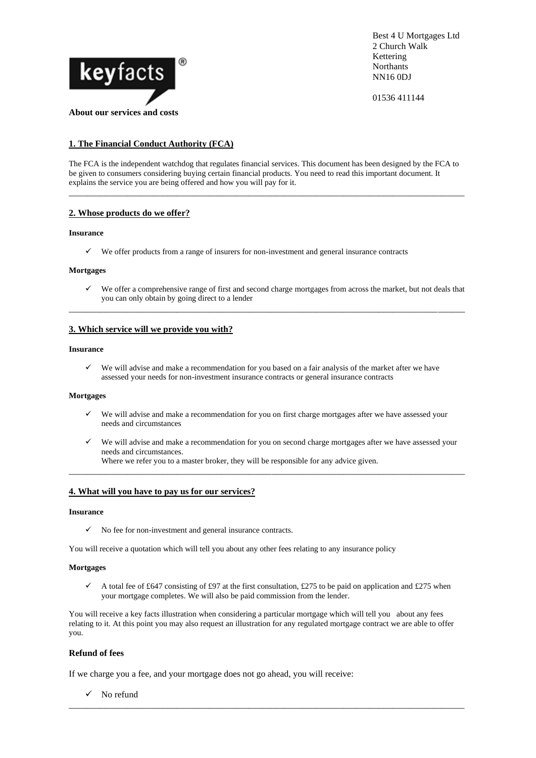keyfacts®

Best 4 U Mortgages Ltd
2 Church Walk
Kettering
Northants
NN16 0DJ

01536 411144

**About our services and costs**

## 1. The Financial Conduct Authority (FCA)

The FCA is the independent watchdog that regulates financial services. This document has been designed by the FCA to be given to consumers considering buying certain financial products. You need to read this important document. It explains the service you are being offered and how you will pay for it.

---

## 2. Whose products do we offer?

**Insurance**

- ✓ We offer products from a range of insurers for non-investment and general insurance contracts

**Mortgages**

- ✓ We offer a comprehensive range of first and second charge mortgages from across the market, but not deals that you can only obtain by going direct to a lender

---

## 3. Which service will we provide you with?

**Insurance**

- ✓ We will advise and make a recommendation for you based on a fair analysis of the market after we have assessed your needs for non-investment insurance contracts or general insurance contracts

**Mortgages**

- ✓ We will advise and make a recommendation for you on first charge mortgages after we have assessed your needs and circumstances

- ✓ We will advise and make a recommendation for you on second charge mortgages after we have assessed your needs and circumstances.
  Where we refer you to a master broker, they will be responsible for any advice given.

---

## 4. What will you have to pay us for our services?

**Insurance**

- ✓ No fee for non-investment and general insurance contracts.

You will receive a quotation which will tell you about any other fees relating to any insurance policy

**Mortgages**

- ✓ A total fee of £647 consisting of £97 at the first consultation, £275 to be paid on application and £275 when your mortgage completes. We will also be paid commission from the lender.

You will receive a key facts illustration when considering a particular mortgage which will tell you about any fees relating to it. At this point you may also request an illustration for any regulated mortgage contract we are able to offer you.

### Refund of fees

If we charge you a fee, and your mortgage does not go ahead, you will receive:

- ✓ No refund

---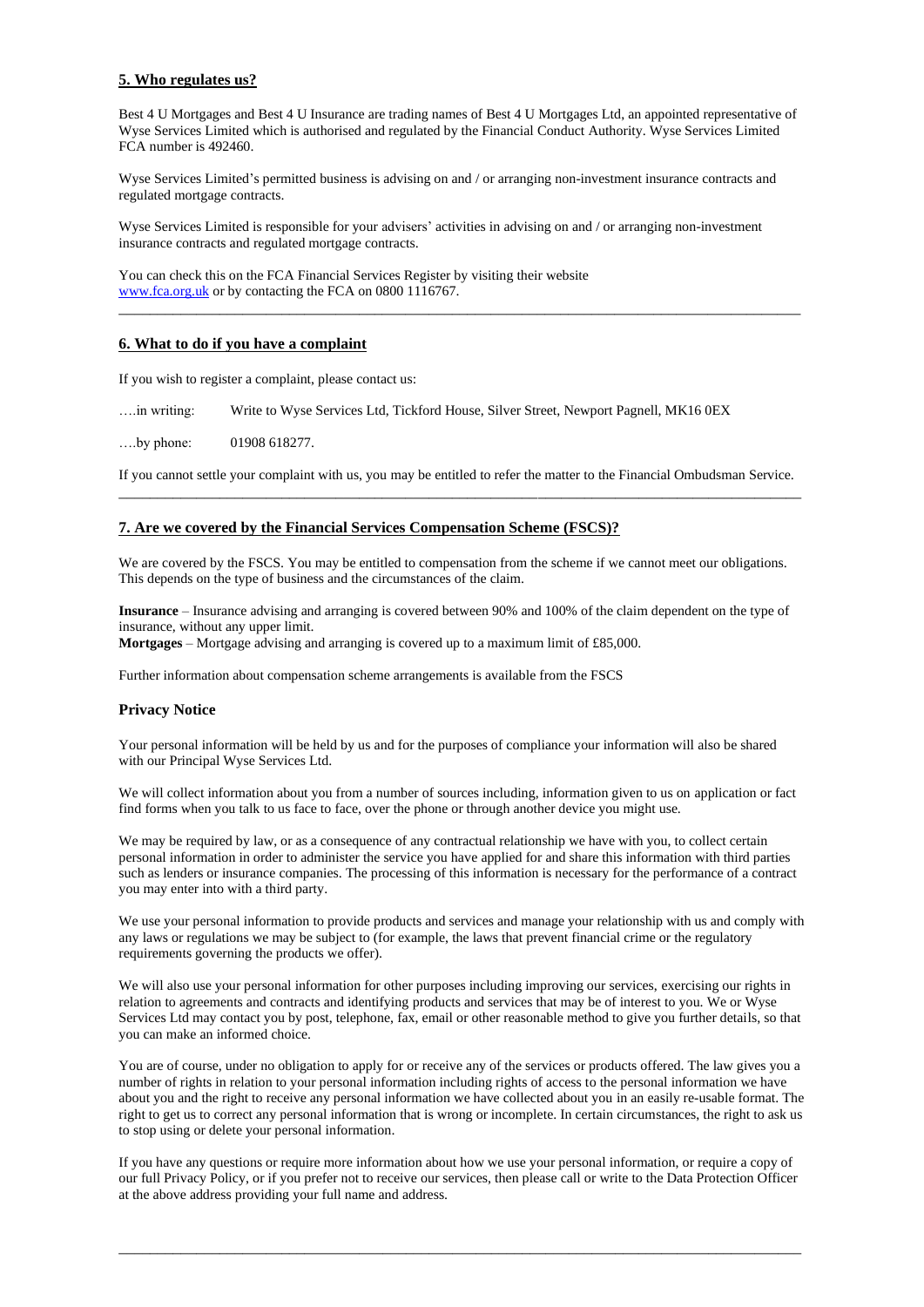## 5. Who regulates us?

Best 4 U Mortgages and Best 4 U Insurance are trading names of Best 4 U Mortgages Ltd, an appointed representative of Wyse Services Limited which is authorised and regulated by the Financial Conduct Authority. Wyse Services Limited FCA number is 492460.

Wyse Services Limited's permitted business is advising on and / or arranging non-investment insurance contracts and regulated mortgage contracts.

Wyse Services Limited is responsible for your advisers' activities in advising on and / or arranging non-investment insurance contracts and regulated mortgage contracts.

You can check this on the FCA Financial Services Register by visiting their website [www.fca.org.uk](http://www.fca.org.uk) or by contacting the FCA on 0800 1116767.

---

## 6. What to do if you have a complaint

If you wish to register a complaint, please contact us:

….in writing: Write to Wyse Services Ltd, Tickford House, Silver Street, Newport Pagnell, MK16 0EX

….by phone: 01908 618277.

If you cannot settle your complaint with us, you may be entitled to refer the matter to the Financial Ombudsman Service.

---

## 7. Are we covered by the Financial Services Compensation Scheme (FSCS)?

We are covered by the FSCS. You may be entitled to compensation from the scheme if we cannot meet our obligations. This depends on the type of business and the circumstances of the claim.

**Insurance** – Insurance advising and arranging is covered between 90% and 100% of the claim dependent on the type of insurance, without any upper limit.
**Mortgages** – Mortgage advising and arranging is covered up to a maximum limit of £85,000.

Further information about compensation scheme arrangements is available from the FSCS

### Privacy Notice

Your personal information will be held by us and for the purposes of compliance your information will also be shared with our Principal Wyse Services Ltd.

We will collect information about you from a number of sources including, information given to us on application or fact find forms when you talk to us face to face, over the phone or through another device you might use.

We may be required by law, or as a consequence of any contractual relationship we have with you, to collect certain personal information in order to administer the service you have applied for and share this information with third parties such as lenders or insurance companies. The processing of this information is necessary for the performance of a contract you may enter into with a third party.

We use your personal information to provide products and services and manage your relationship with us and comply with any laws or regulations we may be subject to (for example, the laws that prevent financial crime or the regulatory requirements governing the products we offer).

We will also use your personal information for other purposes including improving our services, exercising our rights in relation to agreements and contracts and identifying products and services that may be of interest to you. We or Wyse Services Ltd may contact you by post, telephone, fax, email or other reasonable method to give you further details, so that you can make an informed choice.

You are of course, under no obligation to apply for or receive any of the services or products offered. The law gives you a number of rights in relation to your personal information including rights of access to the personal information we have about you and the right to receive any personal information we have collected about you in an easily re-usable format. The right to get us to correct any personal information that is wrong or incomplete. In certain circumstances, the right to ask us to stop using or delete your personal information.

If you have any questions or require more information about how we use your personal information, or require a copy of our full Privacy Policy, or if you prefer not to receive our services, then please call or write to the Data Protection Officer at the above address providing your full name and address.

---